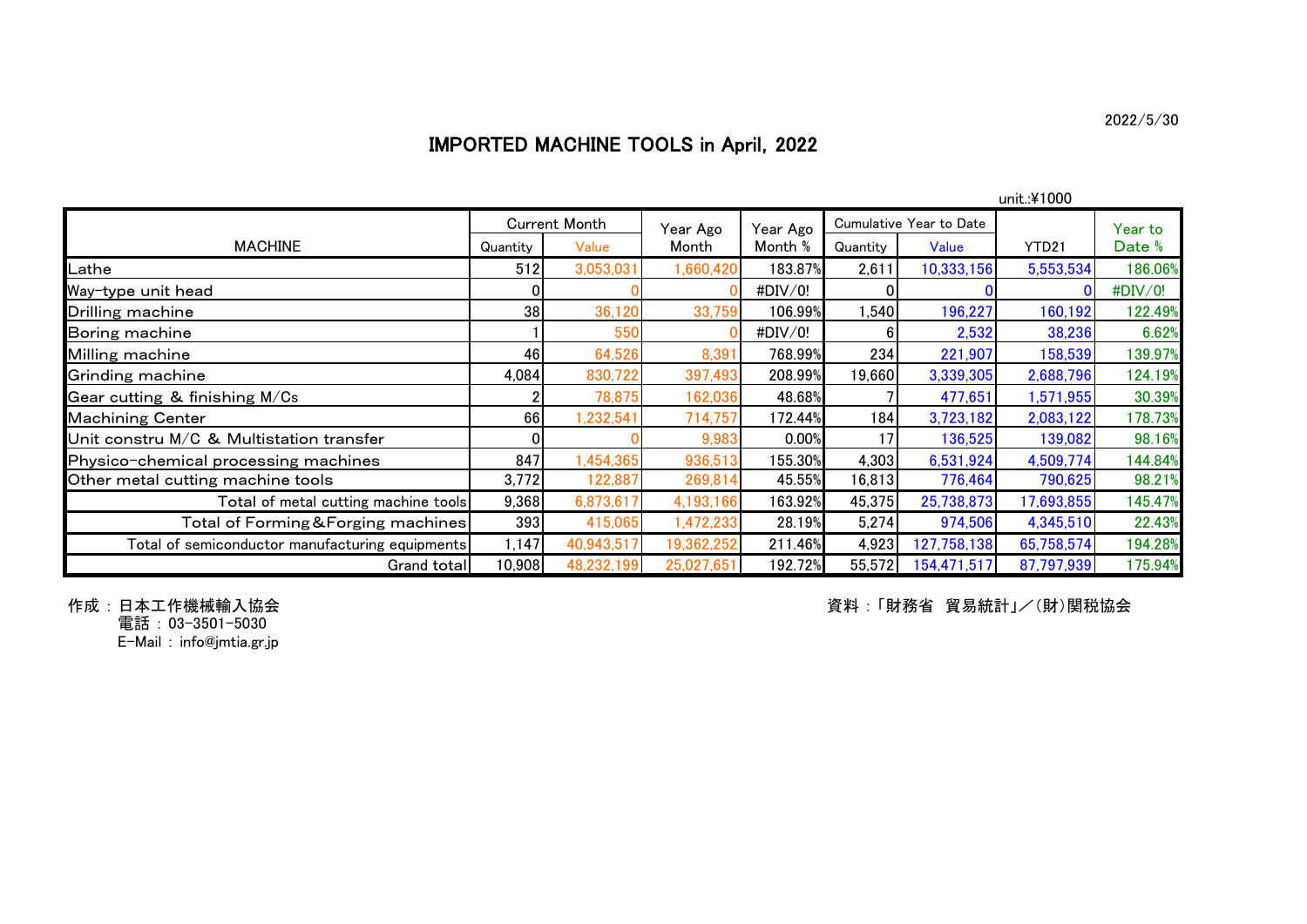2022/5/30

# IMPORTED MACHINE TOOLS in April, 2022

unit.:¥1000

| MACHINE | Current Month | | Year Ago Month | Year Ago Month % | Cumulative Year to Date | | YTD21 | Year to Date % |
|---|---|---|---|---|---|---|---|---|
| | Quantity | Value | | | Quantity | Value | | |
| Lathe | 512 | 3,053,031 | 1,660,420 | 183.87% | 2,611 | 10,333,156 | 5,553,534 | 186.06% |
| Way-type unit head | 0 | 0 | 0 | #DIV/0! | 0 | 0 | 0 | #DIV/0! |
| Drilling machine | 38 | 36,120 | 33,759 | 106.99% | 1,540 | 196,227 | 160,192 | 122.49% |
| Boring machine | 1 | 550 | 0 | #DIV/0! | 6 | 2,532 | 38,236 | 6.62% |
| Milling machine | 46 | 64,526 | 8,391 | 768.99% | 234 | 221,907 | 158,539 | 139.97% |
| Grinding machine | 4,084 | 830,722 | 397,493 | 208.99% | 19,660 | 3,339,305 | 2,688,796 | 124.19% |
| Gear cutting & finishing M/Cs | 2 | 78,875 | 162,036 | 48.68% | 7 | 477,651 | 1,571,955 | 30.39% |
| Machining Center | 66 | 1,232,541 | 714,757 | 172.44% | 184 | 3,723,182 | 2,083,122 | 178.73% |
| Unit constru M/C & Multistation transfer | 0 | 0 | 9,983 | 0.00% | 17 | 136,525 | 139,082 | 98.16% |
| Physico-chemical processing machines | 847 | 1,454,365 | 936,513 | 155.30% | 4,303 | 6,531,924 | 4,509,774 | 144.84% |
| Other metal cutting machine tools | 3,772 | 122,887 | 269,814 | 45.55% | 16,813 | 776,464 | 790,625 | 98.21% |
| Total of metal cutting machine tools | 9,368 | 6,873,617 | 4,193,166 | 163.92% | 45,375 | 25,738,873 | 17,693,855 | 145.47% |
| Total of Forming&Forging machines | 393 | 415,065 | 1,472,233 | 28.19% | 5,274 | 974,506 | 4,345,510 | 22.43% |
| Total of semiconductor manufacturing equipments | 1,147 | 40,943,517 | 19,362,252 | 211.46% | 4,923 | 127,758,138 | 65,758,574 | 194.28% |
| Grand total | 10,908 | 48,232,199 | 25,027,651 | 192.72% | 55,572 | 154,471,517 | 87,797,939 | 175.94% |

作成：日本工作機械輸入協会
電話：03-3501-5030
E-Mail：info@jmtia.gr.jp

資料：「財務省　貿易統計」／(財)関税協会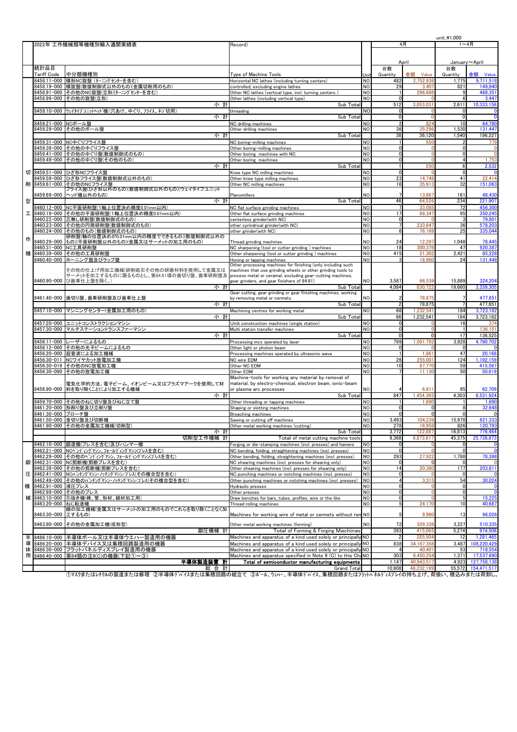unit:¥1,000

| | 2022年 工作機械類等機種別輸入通関実績表 | | Record) | | 4月 | | 1～4月 | |
|---|---|---|---|---|---|---|---|---|
| | | | | | April | | January～April | |
| | 統計品目 Tariff Code | 中分類機種別 | Type of Machine Tools | Unit | 台数 Quantity | 金額 Value | 台数 Quantity | 金額 Value |
| 切削型工作機 | 8458.11-000 | 横形NC旋盤 (ターニングセンターを含む) | Horizontal NC lathes (including turning centers) | NO | 482 | 2,752,938 | 1,775 | 9,711,518 |
| | 8458.19-000 | 横旋盤(数値制御式以外のもの)(金属切削用のもの) | controlled, excluding engine lathes | NO | 29 | 3,407 | 821 | 149,840 |
| | 8458.91-000 | その他のNC旋盤(立形)(ターニングセンターを含む) | Other NC lathes (vertical type, incl. turning centers ) | NO | 1 | 296,686 | 9 | 468,351 |
| | 8458.99-000 | その他の旋盤(立形) | Other lathes (including vertical type) | NO | 0 | 0 | 6 | 3,447 |
| | | 小 計 | Sub Total | | 512 | 3,053,031 | 2,611 | 10,333,156 |
| | 8459.10-000 | ウェイタイプユニットヘッド機(穴あけ、中ぐり、フライス、ネジ切用) | threading | NO | 0 | 0 | 0 | 0 |
| | | 小 計 | Sub Total | | 0 | 0 | 0 | 0 |
| | 8459.21-000 | NCボール盤 | NC drilling machines | NO | 2 | 824 | 10 | 64,780 |
| | 8459.29-000 | その他のボール盤 | Other drilling machines | NO | 36 | 35,296 | 1,530 | 131,447 |
| | | 小 計 | Sub Total | | 38 | 36,120 | 1,540 | 196,227 |
| | 8459.31-000 | NC中ぐりフライス盤 | NC boring-milling machines | NO | 1 | 550 | 2 | 779 |
| | 8459.39-000 | その他の中ぐりフライス盤 | Other boring-milling machines | NO | 0 | 0 | 0 | 0 |
| | 8459.41-000 | その他の中ぐり盤(数値制御式のもの) | Other boring machines with NC | NO | 0 | 0 | 0 | 0 |
| | 8459.49-000 | その他の中ぐり盤(その他のもの) | Other boring machines | NO | 0 | 0 | 4 | 1,753 |
| | | 小 計 | Sub Total | | 1 | 550 | 6 | 2,532 |
| | 8459.51-000 | ひざ形NCフライス盤 | Knee type NC milling machines | NO | 0 | 0 | 0 | 0 |
| | 8459.59-000 | ひざ形フライス盤(数値制御式以外のもの) | Other knee type milling machines | NO | 23 | 14,746 | 41 | 22,414 |
| | 8459.61-000 | その他のNCフライス盤 | Other NC milling machines | NO | 16 | 35,913 | 32 | 151,063 |
| | 8459.69-000 | フライス盤(ひざ形以外のもの)(数値制御式以外のもの)(ウェイタイプユニットヘッド機以外のもの) | Planomillers | NO | 7 | 13,867 | 161 | 48,430 |
| | | 小 計 | Sub Total | | 46 | 64,526 | 234 | 221,907 |
| | 8460.12-000 | NC平面研削盤(1軸上位置決め精度0.01mm以内) | NC flat surface grinding machines | NO | 7 | 33,085 | 72 | 456,300 |
| | 8460.19-000 | その他の平面研削盤(1軸上位置決め精度0.01mm以内) | Other flat surface grinding machines | NO | 17 | 68,347 | 95 | 350,245 |
| | 8460.22-000 | 心無し研削盤(数値制御式のもの) | centerless grinder(with NC) | NO | 0 | 0 | 3 | 79,801 |
| | 8460.23-000 | その他の円筒研削盤(数値制御式のもの) | other cyrindrical grinder(with NC) | NO | 7 | 233,647 | 36 | 578,203 |
| | 8460.24-000 | その他のもの(数値制御式のもの) | other grinder(with NC) | NO | 6 | 76,169 | 25 | 335,044 |
| | 8460.29-000 | 研削盤(軸の位置決めが0.01mm以内の精度でできるもの)(数値制御式以外のもの)(平面研削盤以外のもの)(金属又はサーメットの加工用のもの) | Thread grinding machines | NO | 24 | 12,297 | 1,048 | 78,445 |
| | 8460.31-000 | NC工具研削盤 | NC sharpening (tool or cutter grinding ) machines | NO | 18 | 300,376 | 47 | 920,387 |
| | 8460.39-000 | その他の工具研削盤 | Other sharpening (tool or cutter grinding ) machines | NO | 415 | 21,302 | 2,421 | 85,228 |
| | 8460.40-000 | ホーニング盤及びラップ盤 | Honing or lapping machines | NO | 3 | 18,960 | 24 | 131,448 |
| | 8460.90-000 | その他の仕上げ用加工機械(研削砥石その他の研磨材料を使用して金属又はサーメットを加工するものに限るものとし、第84.61項の歯切り盤、歯車研削盤及び歯車仕上盤を除く。) | Other processing machines for finishing (only including such machines that use grinding wheels or other grinding tools to process metal or ceramal, excluding gear-cutting machines, gear grinders, and gear finishers of 84.61) | NO | 3,587 | 66,539 | 15,889 | 324,204 |
| | | 小 計 | Sub Total | | 4,084 | 830,722 | 19,660 | 3,339,305 |
| | 8461.40-000 | 歯切り盤、歯車研削盤及び歯車仕上盤 | Gear cutting, gear grinding or gear finishing machines, working by removing metal or cermets | NO | 2 | 78,875 | 7 | 477,651 |
| | | 小 計 | Sub Total | | 2 | 78,875 | 7 | 477,651 |
| | 8457.10-000 | マシニングセンター(金属加工用のもの) | Machining centres for working metal | NO | 66 | 1,232,541 | 184 | 3,723,182 |
| | | 小 計 | Sub Total | | 66 | 1,232,541 | 184 | 3,723,182 |
| | 8457.20-000 | ユニットコンストラクションマシン | Unit construction machines (single station) | NO | 0 | 0 | 16 | 374 |
| | 8457.30-000 | マルチステーショントランスファーマシン | Multi station transfer machines | NO | 0 | 0 | 1 | 136,151 |
| | | 小 計 | Sub Total | | 0 | 0 | 17 | 136,525 |
| | 8456.11-000 | レーザーによるもの | Processing mcs operated by laser | NO | 799 | 1,091,792 | 3,928 | 4,790,702 |
| | 8456.12-000 | その他の光子ビームによるもの | Other light or photon beam | NO | 0 | 0 | 0 | 0 |
| | 8456.20-000 | 超音波による加工機械 | Processing machines operated by ultrasonic wave | NO | 1 | 1,861 | 47 | 20,168 |
| | 8456.30-011 | NCワイヤカット放電加工機 | NC wire EDM | NO | 26 | 255,001 | 124 | 1,192,159 |
| | 8456.30-019 | その他のNC放電加工機 | Other NC EDM | NO | 10 | 87,770 | 59 | 415,567 |
| | 8456.30-090 | その他の放電加工機 | Other EDM | NO | 7 | 11,130 | 50 | 50,619 |
| | 8456.90-000 | 電気化学的方法、電子ビーム、イオンビーム又はプラズマアークを使用して材料を取り除くことにより加工する機械 | Machine-tools for working any material by removal of material, by electro-chemical, electron beam, ionic-beam or plasma arc processes | NO | 4 | 6,811 | 95 | 62,709 |
| | | 小 計 | Sub Total | | 847 | 1,454,365 | 4,303 | 6,531,924 |
| | 8459.70-000 | その他のねじ切り盤及びねじ立て盤 | Other threading or tapping machines | NO | 1 | 1,690 | 1 | 1,690 |
| | 8461.20-000 | 形削り盤及び立削り盤 | Shaping or slotting machines | NO | 0 | 0 | 8 | 32,648 |
| | 8461.30-000 | ブローチ盤 | Broaching machines | NO | 0 | 0 | 0 | 0 |
| | 8461.50-000 | 金切り盤及び切断機 | Sawing or cutting off machines | NO | 3,493 | 104,239 | 15,978 | 621,333 |
| | 8461.90-000 | その他の金属加工機械(切削型) | Other metal working machines (cutting) | NO | 278 | 16,958 | 826 | 120,793 |
| | | 小 計 | Sub Total | | 3,772 | 122,887 | 16,813 | 776,464 |
| | | 切削型工作機械 計 | Total of metal cutting machine tools | | 9,368 | 6,873,617 | 45,375 | 25,738,873 |
| 鍛圧機械 | 8462.10-000 | 鍛造機(プレスを含む)及びハンマー機 | Forging or die-stamping machines (incl. presses) and hamers | NO | 0 | 0 | 0 | 0 |
| | 8462.21-000 | NCベンディングマシン、フォールディングマシン(プレスを含む) | NC bending, folding, straightening machines (incl. presses) | NO | 0 | 0 | 0 | 0 |
| | 8462.29-000 | その他のベンディングマシン、フォールディングマシン(プレスを含む) | Other bending, folding, straightening machines (incl. presses) | NO | 293 | 27,922 | 1,788 | 78,398 |
| | 8462.31-000 | NC剪断機(剪断プレスを含む) | NC shearing machines (incl. presses for shearing only) | NO | 0 | 0 | 0 | 0 |
| | 8462.39-000 | その他の剪断機(剪断プレスを含む) | Other shearing machines (incl. presses for shearing only) | NO | 14 | 20,360 | 177 | 203,811 |
| | 8462.41-000 | NCパンチングマシン・ノッチングマシン/プレス(その複合型を含む) | NC punching machines or notching machines (incl. presses) | NO | 0 | 0 | 0 | 0 |
| | 8462.49-000 | その他のパンチングマシン・ノッチングマシン/プレス(その複合型を含む) | Other punching machines or notching machines (incl. presses) | NO | 4 | 3,315 | 54 | 30,024 |
| | 8462.91-000 | 液圧プレス | Hydraulic presses | NO | 0 | 0 | 0 | 0 |
| | 8462.99-000 | その他のプレス | Other presses | NO | 0 | 0 | 0 | 0 |
| | 8463.10-000 | 引抜き機(棒、管、形材、線材加工用) | Draw benches for bars, tubes, profiles, wire or the like | NO | 0 | 0 | 5 | 15,225 |
| | 8463.20-000 | ねじ転造機 | Thread rolling machines | NO | 5 | 24,170 | 10 | 40,687 |
| | 8463.30-000 | 線の加工機械(金属又はサーメットの加工用のものでこれらを取り除くことなく加工するもの) | Machines for working wire of metal or cermets without rem | NO | 5 | 9,960 | 13 | 96,026 |
| | 8463.90-000 | その他の金属加工機械(成形型) | Other metal working machines (forming) | NO | 72 | 329,338 | 3,227 | 510,335 |
| | | 鍛圧機械 計 | Total of Forming & Forging Machines | | 393 | 415,065 | 5,274 | 974,506 |
| 半導体用 | 8486.10-000 | 半導体ボール又は半導体ウエハー製造用の機器 | Machines and apparatus of a kind used solely or principally | NO | 2 | 285,504 | 12 | 1,281,465 |
| | 8486.20-000 | 半導体デバイス又は集積回路製造用の機器 | Machines and apparatus of a kind used solely or principally | NO | 838 | 34,167,358 | 3,487 | 108,220,429 |
| | 8486.30-000 | フラットパネルディスプレイ製造用の機器 | Machines and apparatus of a kind used solely or principally | NO | 4 | 40,401 | 53 | 718,554 |
| | 8486.40-000 | 第84類の注9(C)の機器(下記①～③) | Machines and apparatus specified in Note 9 (C) to this Ch | NO | 303 | 6,450,254 | 1,371 | 17,537,690 |
| | | 半導体製造装置 計 | Total of semiconductor manufacturing equipments | | 1,147 | 40,943,517 | 4,923 | 127,758,138 |
| | | 総 合 計 | Grand Total | | 10,908 | 48,232,199 | 55,572 | 154,471,517 |

①マスクまたはレチクルの製造または修理 ②半導体デバイスまたは集積回路の組立て ③ボール、ウェハー、半導体デバイス、集積回路またはフラットパネルディスプレイの持ち上げ、荷扱い、積込みまたは荷卸し。